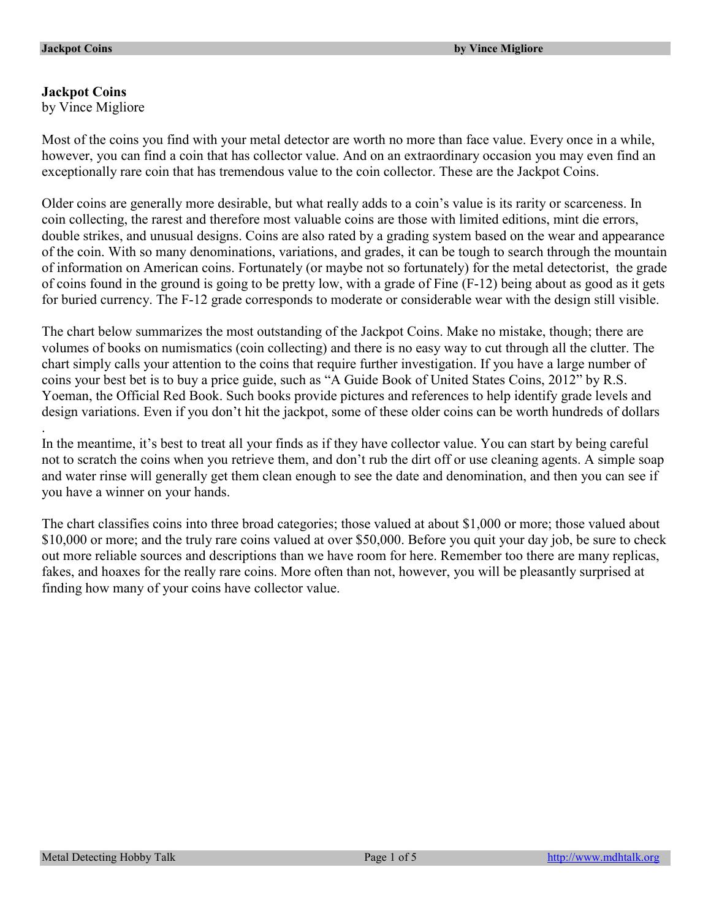# Jackpot Coins

by Vince Migliore

Most of the coins you find with your metal detector are worth no more than face value. Every once in a while, however, you can find a coin that has collector value. And on an extraordinary occasion you may even find an exceptionally rare coin that has tremendous value to the coin collector. These are the Jackpot Coins.

Older coins are generally more desirable, but what really adds to a coin's value is its rarity or scarceness. In coin collecting, the rarest and therefore most valuable coins are those with limited editions, mint die errors, double strikes, and unusual designs. Coins are also rated by a grading system based on the wear and appearance of the coin. With so many denominations, variations, and grades, it can be tough to search through the mountain of information on American coins. Fortunately (or maybe not so fortunately) for the metal detectorist, the grade of coins found in the ground is going to be pretty low, with a grade of Fine (F-12) being about as good as it gets for buried currency. The F-12 grade corresponds to moderate or considerable wear with the design still visible.

The chart below summarizes the most outstanding of the Jackpot Coins. Make no mistake, though; there are volumes of books on numismatics (coin collecting) and there is no easy way to cut through all the clutter. The chart simply calls your attention to the coins that require further investigation. If you have a large number of coins your best bet is to buy a price guide, such as "A Guide Book of United States Coins, 2012" by R.S. Yoeman, the Official Red Book. Such books provide pictures and references to help identify grade levels and design variations. Even if you don't hit the jackpot, some of these older coins can be worth hundreds of dollars.

In the meantime, it's best to treat all your finds as if they have collector value. You can start by being careful not to scratch the coins when you retrieve them, and don't rub the dirt off or use cleaning agents. A simple soap and water rinse will generally get them clean enough to see the date and denomination, and then you can see if you have a winner on your hands.

The chart classifies coins into three broad categories; those valued at about $1,000 or more; those valued about $10,000 or more; and the truly rare coins valued at over $50,000. Before you quit your day job, be sure to check out more reliable sources and descriptions than we have room for here. Remember too there are many replicas, fakes, and hoaxes for the really rare coins. More often than not, however, you will be pleasantly surprised at finding how many of your coins have collector value.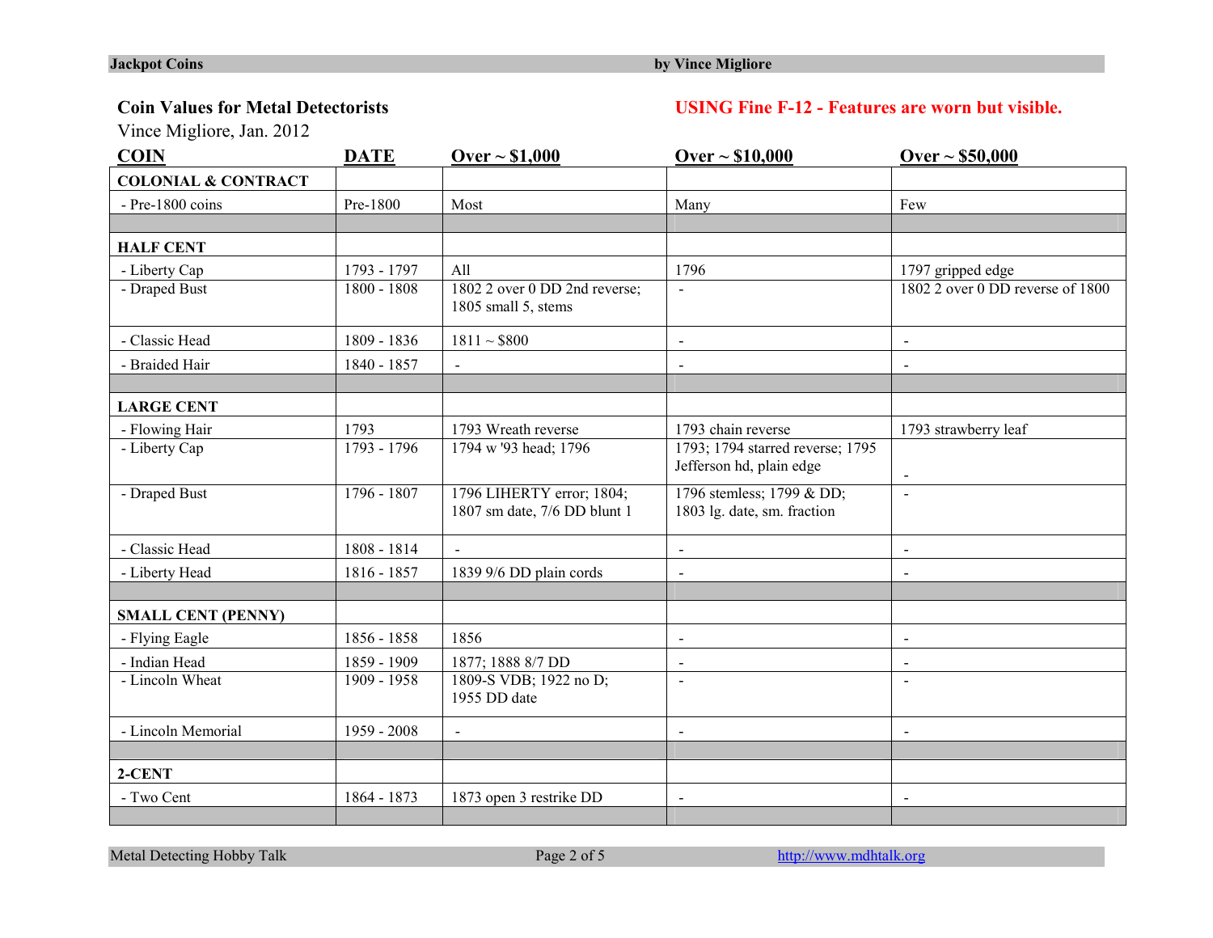**Coin Values for Metal Detectorists**

Vince Migliore, Jan. 2012

**USING Fine F-12 - Features are worn but visible.**

| COIN | DATE | Over ~ $1,000 | Over ~ $10,000 | Over ~ $50,000 |
|---|---|---|---|---|
| **COLONIAL & CONTRACT** | | | | |
| - Pre-1800 coins | Pre-1800 | Most | Many | Few |
| | | | | |
| **HALF CENT** | | | | |
| - Liberty Cap | 1793 - 1797 | All | 1796 | 1797 gripped edge |
| - Draped Bust | 1800 - 1808 | 1802 2 over 0 DD 2nd reverse; 1805 small 5, stems | - | 1802 2 over 0 DD reverse of 1800 |
| - Classic Head | 1809 - 1836 | 1811 ~ $800 | - | - |
| - Braided Hair | 1840 - 1857 | - | - | - |
| | | | | |
| **LARGE CENT** | | | | |
| - Flowing Hair | 1793 | 1793 Wreath reverse | 1793 chain reverse | 1793 strawberry leaf |
| - Liberty Cap | 1793 - 1796 | 1794 w '93 head; 1796 | 1793; 1794 starred reverse; 1795 Jefferson hd, plain edge | - |
| - Draped Bust | 1796 - 1807 | 1796 LIHERTY error; 1804; 1807 sm date, 7/6 DD blunt 1 | 1796 stemless; 1799 & DD; 1803 lg. date, sm. fraction | - |
| - Classic Head | 1808 - 1814 | - | - | - |
| - Liberty Head | 1816 - 1857 | 1839 9/6 DD plain cords | - | - |
| | | | | |
| **SMALL CENT (PENNY)** | | | | |
| - Flying Eagle | 1856 - 1858 | 1856 | - | - |
| - Indian Head | 1859 - 1909 | 1877; 1888 8/7 DD | - | - |
| - Lincoln Wheat | 1909 - 1958 | 1809-S VDB; 1922 no D; 1955 DD date | - | - |
| - Lincoln Memorial | 1959 - 2008 | - | - | - |
| | | | | |
| **2-CENT** | | | | |
| - Two Cent | 1864 - 1873 | 1873 open 3 restrike DD | - | - |
| | | | | |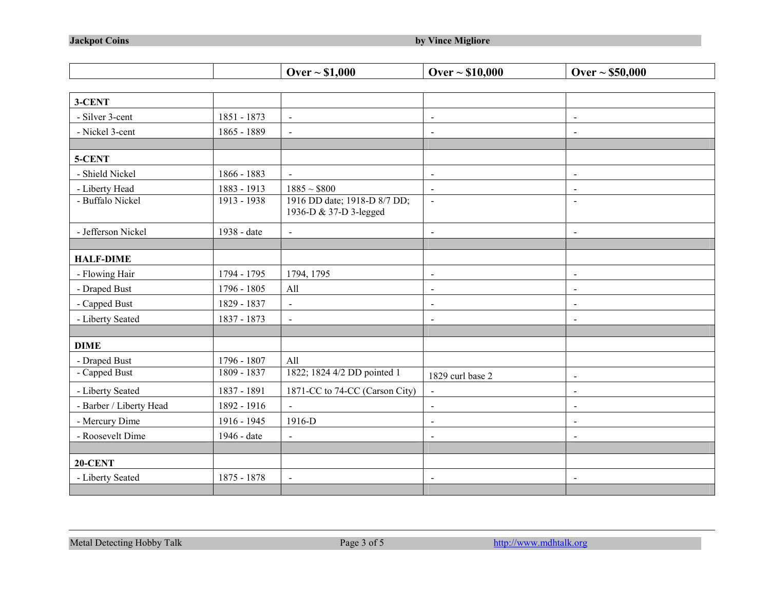| | | Over ~ $1,000 | Over ~ $10,000 | Over ~ $50,000 |
|---|---|---|---|---|
| **3-CENT** | | | | |
| - Silver 3-cent | 1851 - 1873 | - | - | - |
| - Nickel 3-cent | 1865 - 1889 | - | - | - |
| | | | | |
| **5-CENT** | | | | |
| - Shield Nickel | 1866 - 1883 | - | - | - |
| - Liberty Head | 1883 - 1913 | 1885 ~ $800 | - | - |
| - Buffalo Nickel | 1913 - 1938 | 1916 DD date; 1918-D 8/7 DD; 1936-D & 37-D 3-legged | - | - |
| - Jefferson Nickel | 1938 - date | - | - | - |
| | | | | |
| **HALF-DIME** | | | | |
| - Flowing Hair | 1794 - 1795 | 1794, 1795 | - | - |
| - Draped Bust | 1796 - 1805 | All | - | - |
| - Capped Bust | 1829 - 1837 | - | - | - |
| - Liberty Seated | 1837 - 1873 | - | - | - |
| | | | | |
| **DIME** | | | | |
| - Draped Bust | 1796 - 1807 | All | | |
| - Capped Bust | 1809 - 1837 | 1822; 1824 4/2 DD pointed 1 | 1829 curl base 2 | - |
| - Liberty Seated | 1837 - 1891 | 1871-CC to 74-CC (Carson City) | - | - |
| - Barber / Liberty Head | 1892 - 1916 | - | - | - |
| - Mercury Dime | 1916 - 1945 | 1916-D | - | - |
| - Roosevelt Dime | 1946 - date | - | - | - |
| | | | | |
| **20-CENT** | | | | |
| - Liberty Seated | 1875 - 1878 | - | - | - |
| | | | | |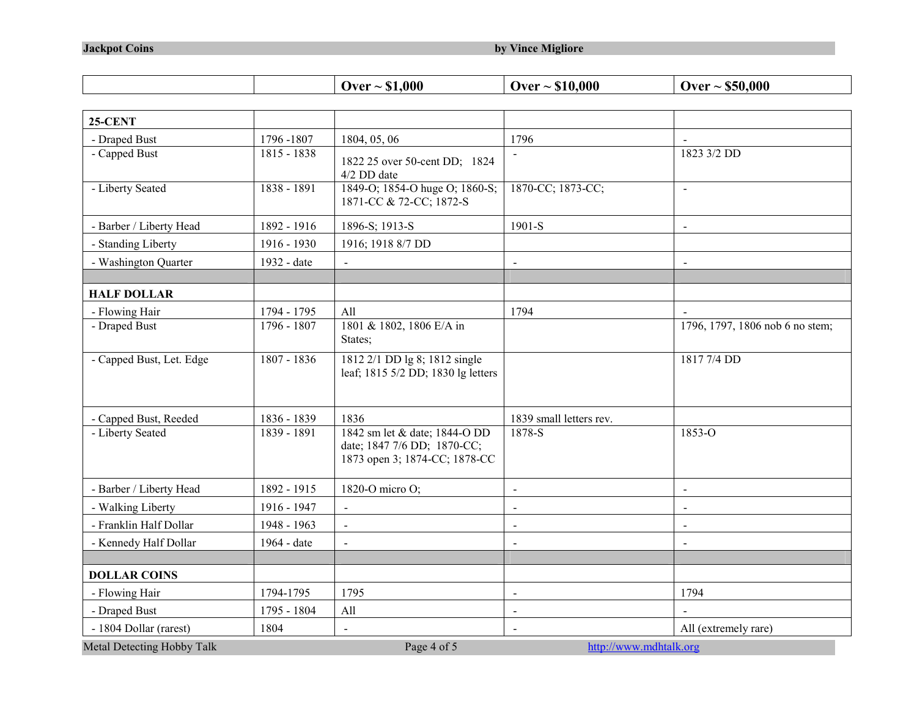| | | Over ~ $1,000 | Over ~ $10,000 | Over ~ $50,000 |
|---|---|---|---|---|
| **25-CENT** | | | | |
| - Draped Bust | 1796 -1807 | 1804, 05, 06 | 1796 | - |
| - Capped Bust | 1815 - 1838 | 1822 25 over 50-cent DD; 1824 4/2 DD date | - | 1823 3/2 DD |
| - Liberty Seated | 1838 - 1891 | 1849-O; 1854-O huge O; 1860-S; 1871-CC & 72-CC; 1872-S | 1870-CC; 1873-CC; | - |
| - Barber / Liberty Head | 1892 - 1916 | 1896-S; 1913-S | 1901-S | - |
| - Standing Liberty | 1916 - 1930 | 1916; 1918 8/7 DD | | |
| - Washington Quarter | 1932 - date | - | - | - |
| | | | | |
| **HALF DOLLAR** | | | | |
| - Flowing Hair | 1794 - 1795 | All | 1794 | - |
| - Draped Bust | 1796 - 1807 | 1801 & 1802, 1806 E/A in States; | | 1796, 1797, 1806 nob 6 no stem; |
| - Capped Bust, Let. Edge | 1807 - 1836 | 1812 2/1 DD lg 8; 1812 single leaf; 1815 5/2 DD; 1830 lg letters | | 1817 7/4 DD |
| - Capped Bust, Reeded | 1836 - 1839 | 1836 | 1839 small letters rev. | |
| - Liberty Seated | 1839 - 1891 | 1842 sm let & date; 1844-O DD date; 1847 7/6 DD; 1870-CC; 1873 open 3; 1874-CC; 1878-CC | 1878-S | 1853-O |
| - Barber / Liberty Head | 1892 - 1915 | 1820-O micro O; | - | - |
| - Walking Liberty | 1916 - 1947 | - | - | - |
| - Franklin Half Dollar | 1948 - 1963 | - | - | - |
| - Kennedy Half Dollar | 1964 - date | - | - | - |
| | | | | |
| **DOLLAR COINS** | | | | |
| - Flowing Hair | 1794-1795 | 1795 | - | 1794 |
| - Draped Bust | 1795 - 1804 | All | - | - |
| - 1804 Dollar (rarest) | 1804 | - | - | All (extremely rare) |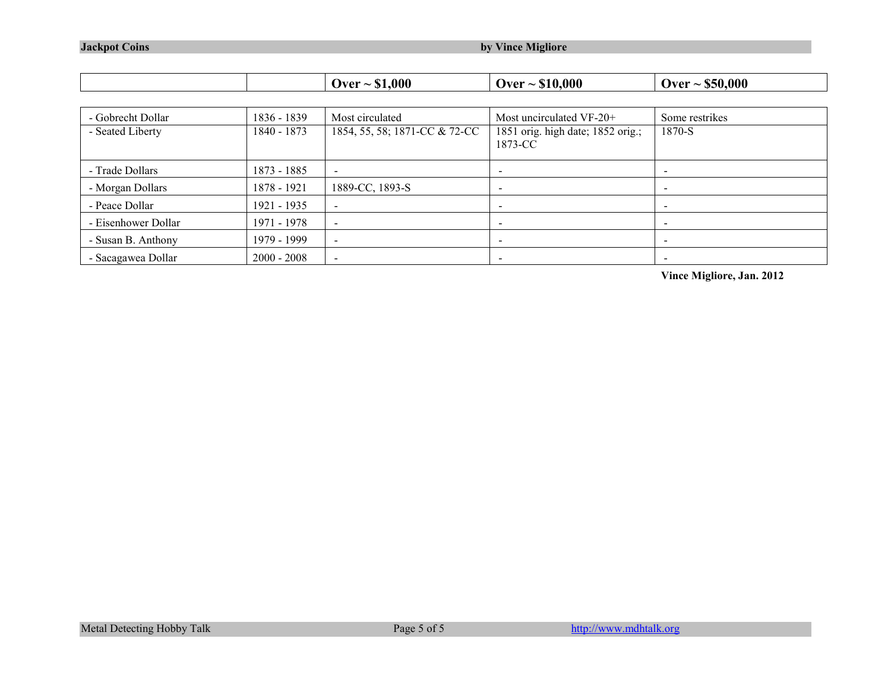| | | Over ~ $1,000 | Over ~ $10,000 | Over ~ $50,000 |
|---|---|---|---|---|
| - Gobrecht Dollar | 1836 - 1839 | Most circulated | Most uncirculated VF-20+ | Some restrikes |
| - Seated Liberty | 1840 - 1873 | 1854, 55, 58; 1871-CC & 72-CC | 1851 orig. high date; 1852 orig.; 1873-CC | 1870-S |
| - Trade Dollars | 1873 - 1885 | - | - | - |
| - Morgan Dollars | 1878 - 1921 | 1889-CC, 1893-S | - | - |
| - Peace Dollar | 1921 - 1935 | - | - | - |
| - Eisenhower Dollar | 1971 - 1978 | - | - | - |
| - Susan B. Anthony | 1979 - 1999 | - | - | - |
| - Sacagawea Dollar | 2000 - 2008 | - | - | - |

**Vince Migliore, Jan. 2012**